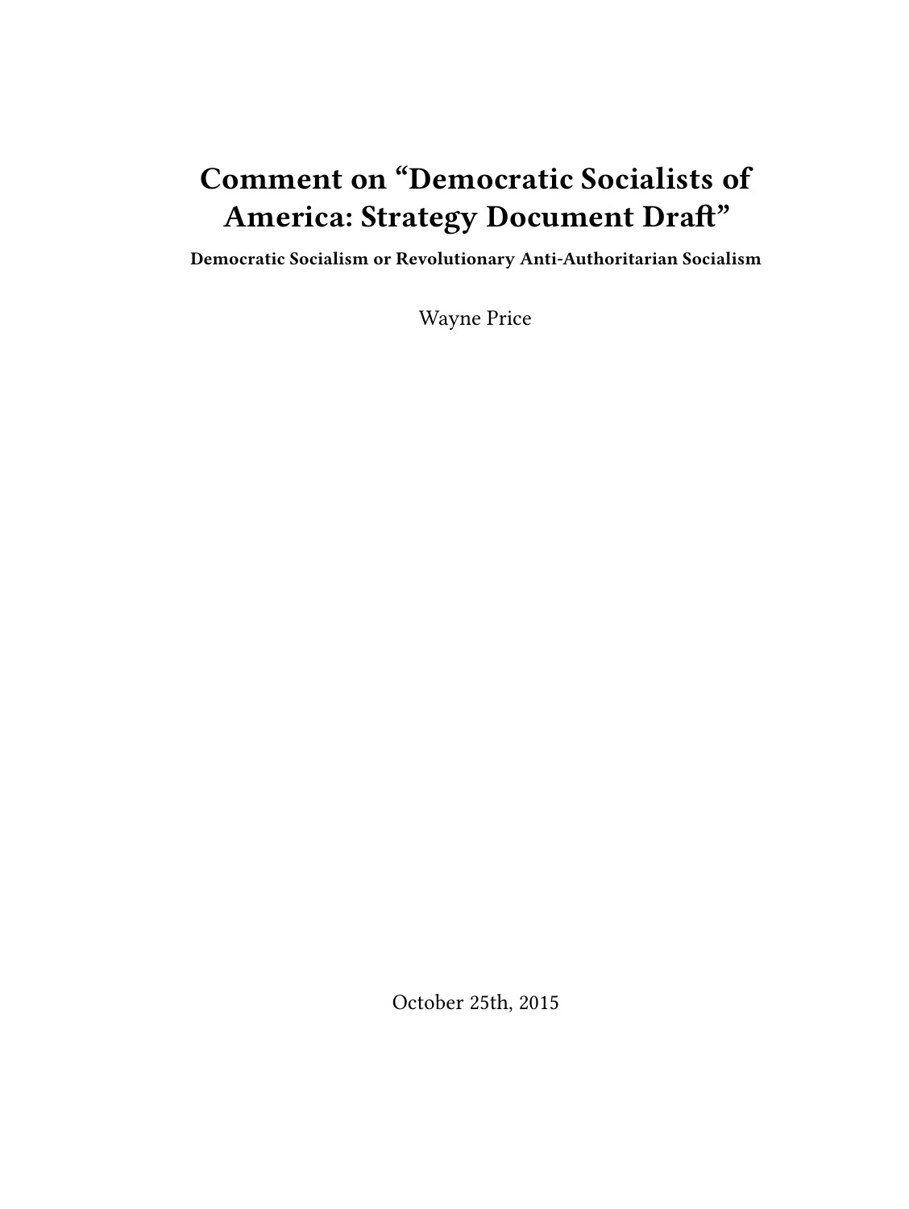# Comment on "Democratic Socialists of America: Strategy Document Draft"

**Democratic Socialism or Revolutionary Anti-Authoritarian Socialism**

Wayne Price

October 25th, 2015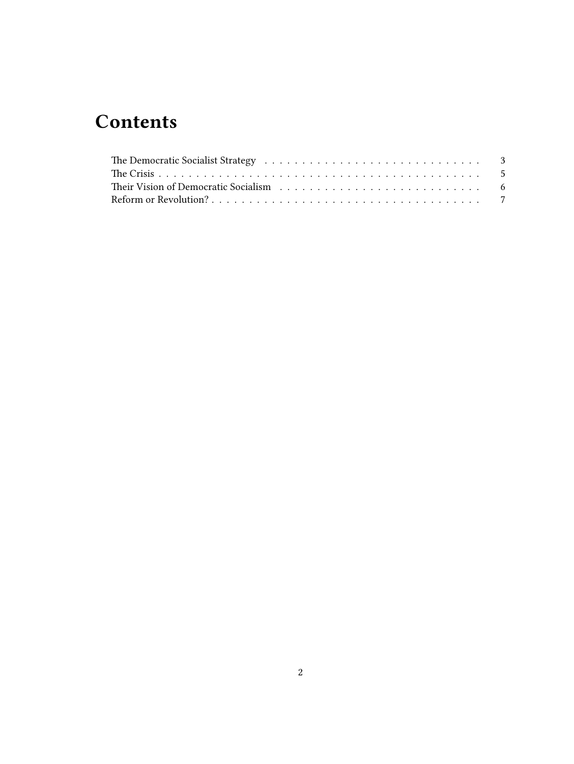# Contents

The Democratic Socialist Strategy . . . . . . . . . . . . . . . . . . . . . . . . . . . . . 3
The Crisis . . . . . . . . . . . . . . . . . . . . . . . . . . . . . . . . . . . . . . . . . 5
Their Vision of Democratic Socialism . . . . . . . . . . . . . . . . . . . . . . . . . . . 6
Reform or Revolution? . . . . . . . . . . . . . . . . . . . . . . . . . . . . . . . . . . . 7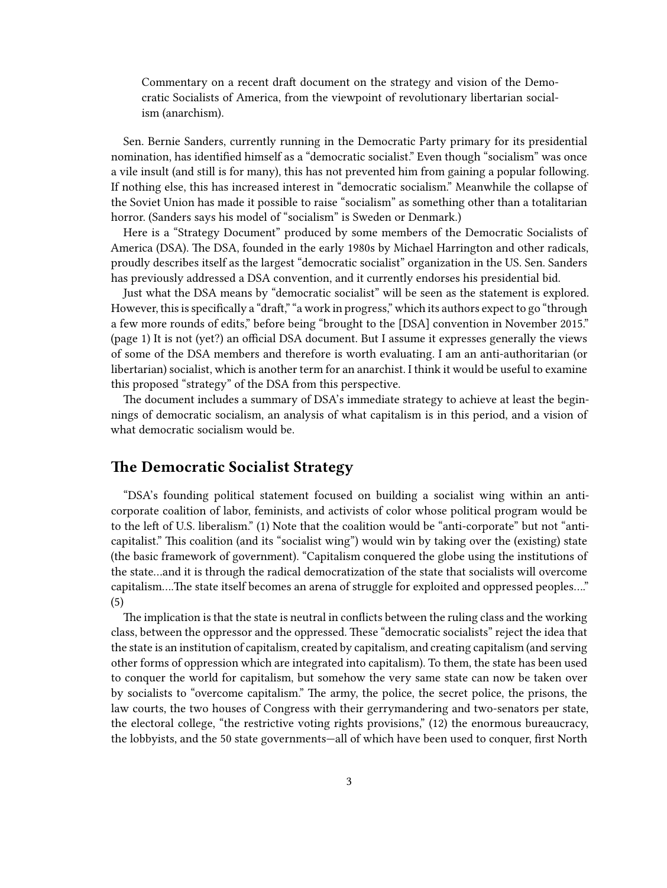Commentary on a recent draft document on the strategy and vision of the Democratic Socialists of America, from the viewpoint of revolutionary libertarian socialism (anarchism).

Sen. Bernie Sanders, currently running in the Democratic Party primary for its presidential nomination, has identified himself as a "democratic socialist." Even though "socialism" was once a vile insult (and still is for many), this has not prevented him from gaining a popular following. If nothing else, this has increased interest in "democratic socialism." Meanwhile the collapse of the Soviet Union has made it possible to raise "socialism" as something other than a totalitarian horror. (Sanders says his model of "socialism" is Sweden or Denmark.)

Here is a "Strategy Document" produced by some members of the Democratic Socialists of America (DSA). The DSA, founded in the early 1980s by Michael Harrington and other radicals, proudly describes itself as the largest "democratic socialist" organization in the US. Sen. Sanders has previously addressed a DSA convention, and it currently endorses his presidential bid.

Just what the DSA means by "democratic socialist" will be seen as the statement is explored. However, this is specifically a "draft," "a work in progress," which its authors expect to go "through a few more rounds of edits," before being "brought to the [DSA] convention in November 2015." (page 1) It is not (yet?) an official DSA document. But I assume it expresses generally the views of some of the DSA members and therefore is worth evaluating. I am an anti-authoritarian (or libertarian) socialist, which is another term for an anarchist. I think it would be useful to examine this proposed "strategy" of the DSA from this perspective.

The document includes a summary of DSA's immediate strategy to achieve at least the beginnings of democratic socialism, an analysis of what capitalism is in this period, and a vision of what democratic socialism would be.

## The Democratic Socialist Strategy

"DSA's founding political statement focused on building a socialist wing within an anti-corporate coalition of labor, feminists, and activists of color whose political program would be to the left of U.S. liberalism." (1) Note that the coalition would be "anti-corporate" but not "anti-capitalist." This coalition (and its "socialist wing") would win by taking over the (existing) state (the basic framework of government). "Capitalism conquered the globe using the institutions of the state…and it is through the radical democratization of the state that socialists will overcome capitalism….The state itself becomes an arena of struggle for exploited and oppressed peoples…." (5)

The implication is that the state is neutral in conflicts between the ruling class and the working class, between the oppressor and the oppressed. These "democratic socialists" reject the idea that the state is an institution of capitalism, created by capitalism, and creating capitalism (and serving other forms of oppression which are integrated into capitalism). To them, the state has been used to conquer the world for capitalism, but somehow the very same state can now be taken over by socialists to "overcome capitalism." The army, the police, the secret police, the prisons, the law courts, the two houses of Congress with their gerrymandering and two-senators per state, the electoral college, "the restrictive voting rights provisions," (12) the enormous bureaucracy, the lobbyists, and the 50 state governments—all of which have been used to conquer, first North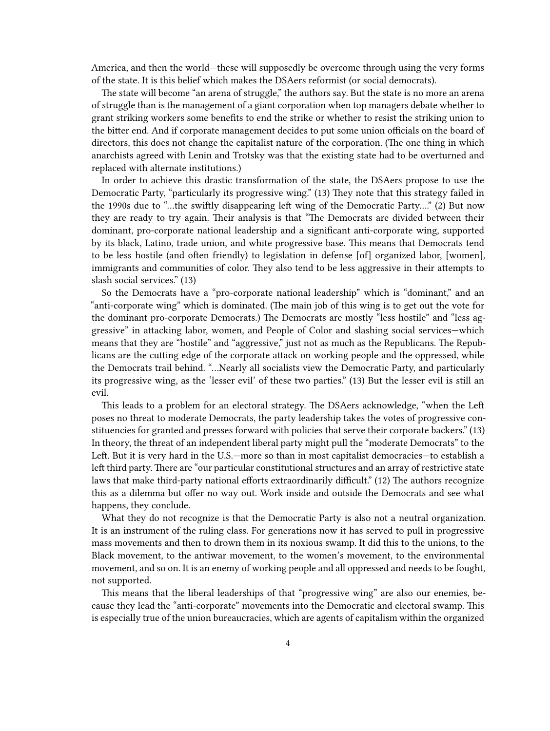America, and then the world—these will supposedly be overcome through using the very forms of the state. It is this belief which makes the DSAers reformist (or social democrats).

The state will become "an arena of struggle," the authors say. But the state is no more an arena of struggle than is the management of a giant corporation when top managers debate whether to grant striking workers some benefits to end the strike or whether to resist the striking union to the bitter end. And if corporate management decides to put some union officials on the board of directors, this does not change the capitalist nature of the corporation. (The one thing in which anarchists agreed with Lenin and Trotsky was that the existing state had to be overturned and replaced with alternate institutions.)

In order to achieve this drastic transformation of the state, the DSAers propose to use the Democratic Party, "particularly its progressive wing." (13) They note that this strategy failed in the 1990s due to "…the swiftly disappearing left wing of the Democratic Party…." (2) But now they are ready to try again. Their analysis is that "The Democrats are divided between their dominant, pro-corporate national leadership and a significant anti-corporate wing, supported by its black, Latino, trade union, and white progressive base. This means that Democrats tend to be less hostile (and often friendly) to legislation in defense [of] organized labor, [women], immigrants and communities of color. They also tend to be less aggressive in their attempts to slash social services." (13)

So the Democrats have a "pro-corporate national leadership" which is "dominant," and an "anti-corporate wing" which is dominated. (The main job of this wing is to get out the vote for the dominant pro-corporate Democrats.) The Democrats are mostly "less hostile" and "less aggressive" in attacking labor, women, and People of Color and slashing social services—which means that they are "hostile" and "aggressive," just not as much as the Republicans. The Republicans are the cutting edge of the corporate attack on working people and the oppressed, while the Democrats trail behind. "…Nearly all socialists view the Democratic Party, and particularly its progressive wing, as the 'lesser evil' of these two parties." (13) But the lesser evil is still an evil.

This leads to a problem for an electoral strategy. The DSAers acknowledge, "when the Left poses no threat to moderate Democrats, the party leadership takes the votes of progressive constituencies for granted and presses forward with policies that serve their corporate backers." (13) In theory, the threat of an independent liberal party might pull the "moderate Democrats" to the Left. But it is very hard in the U.S.—more so than in most capitalist democracies—to establish a left third party. There are "our particular constitutional structures and an array of restrictive state laws that make third-party national efforts extraordinarily difficult." (12) The authors recognize this as a dilemma but offer no way out. Work inside and outside the Democrats and see what happens, they conclude.

What they do not recognize is that the Democratic Party is also not a neutral organization. It is an instrument of the ruling class. For generations now it has served to pull in progressive mass movements and then to drown them in its noxious swamp. It did this to the unions, to the Black movement, to the antiwar movement, to the women's movement, to the environmental movement, and so on. It is an enemy of working people and all oppressed and needs to be fought, not supported.

This means that the liberal leaderships of that "progressive wing" are also our enemies, because they lead the "anti-corporate" movements into the Democratic and electoral swamp. This is especially true of the union bureaucracies, which are agents of capitalism within the organized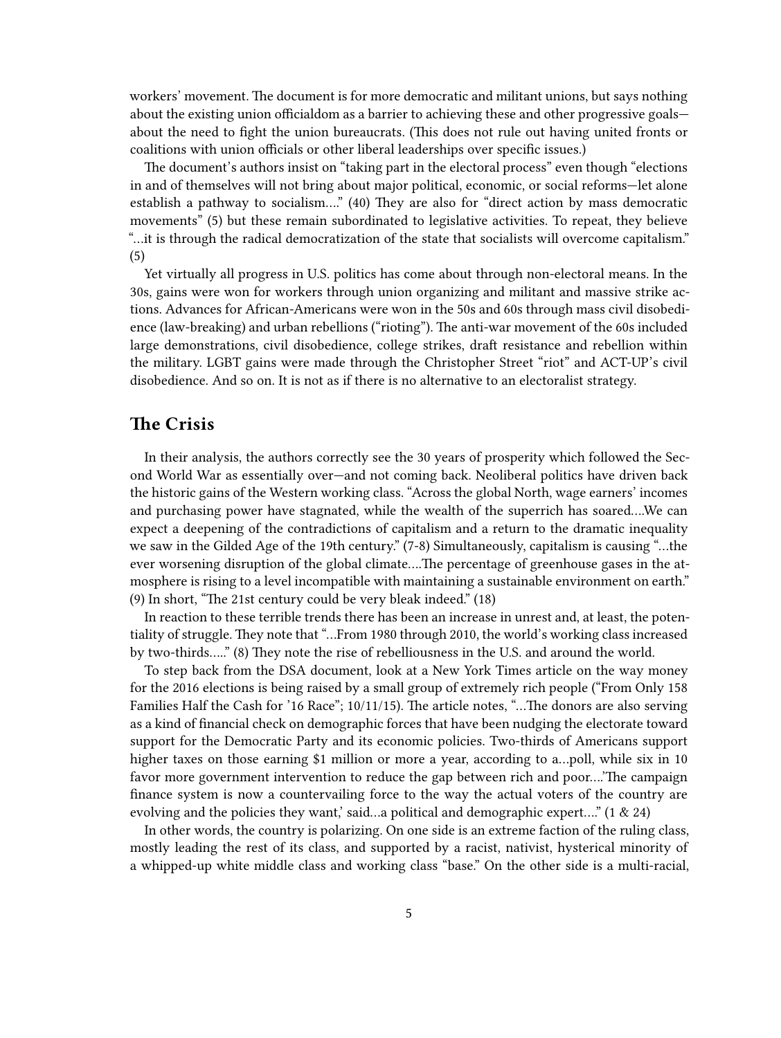workers' movement. The document is for more democratic and militant unions, but says nothing about the existing union officialdom as a barrier to achieving these and other progressive goals—about the need to fight the union bureaucrats. (This does not rule out having united fronts or coalitions with union officials or other liberal leaderships over specific issues.)

The document's authors insist on "taking part in the electoral process" even though "elections in and of themselves will not bring about major political, economic, or social reforms—let alone establish a pathway to socialism…." (40) They are also for "direct action by mass democratic movements" (5) but these remain subordinated to legislative activities. To repeat, they believe "…it is through the radical democratization of the state that socialists will overcome capitalism." (5)

Yet virtually all progress in U.S. politics has come about through non-electoral means. In the 30s, gains were won for workers through union organizing and militant and massive strike actions. Advances for African-Americans were won in the 50s and 60s through mass civil disobedience (law-breaking) and urban rebellions ("rioting"). The anti-war movement of the 60s included large demonstrations, civil disobedience, college strikes, draft resistance and rebellion within the military. LGBT gains were made through the Christopher Street "riot" and ACT-UP's civil disobedience. And so on. It is not as if there is no alternative to an electoralist strategy.

## The Crisis

In their analysis, the authors correctly see the 30 years of prosperity which followed the Second World War as essentially over—and not coming back. Neoliberal politics have driven back the historic gains of the Western working class. "Across the global North, wage earners' incomes and purchasing power have stagnated, while the wealth of the superrich has soared….We can expect a deepening of the contradictions of capitalism and a return to the dramatic inequality we saw in the Gilded Age of the 19th century." (7-8) Simultaneously, capitalism is causing "…the ever worsening disruption of the global climate….The percentage of greenhouse gases in the atmosphere is rising to a level incompatible with maintaining a sustainable environment on earth." (9) In short, "The 21st century could be very bleak indeed." (18)

In reaction to these terrible trends there has been an increase in unrest and, at least, the potentiality of struggle. They note that "…From 1980 through 2010, the world's working class increased by two-thirds….." (8) They note the rise of rebelliousness in the U.S. and around the world.

To step back from the DSA document, look at a New York Times article on the way money for the 2016 elections is being raised by a small group of extremely rich people ("From Only 158 Families Half the Cash for '16 Race"; 10/11/15). The article notes, "…The donors are also serving as a kind of financial check on demographic forces that have been nudging the electorate toward support for the Democratic Party and its economic policies. Two-thirds of Americans support higher taxes on those earning $1 million or more a year, according to a…poll, while six in 10 favor more government intervention to reduce the gap between rich and poor….'The campaign finance system is now a countervailing force to the way the actual voters of the country are evolving and the policies they want,' said…a political and demographic expert…." (1 & 24)

In other words, the country is polarizing. On one side is an extreme faction of the ruling class, mostly leading the rest of its class, and supported by a racist, nativist, hysterical minority of a whipped-up white middle class and working class "base." On the other side is a multi-racial,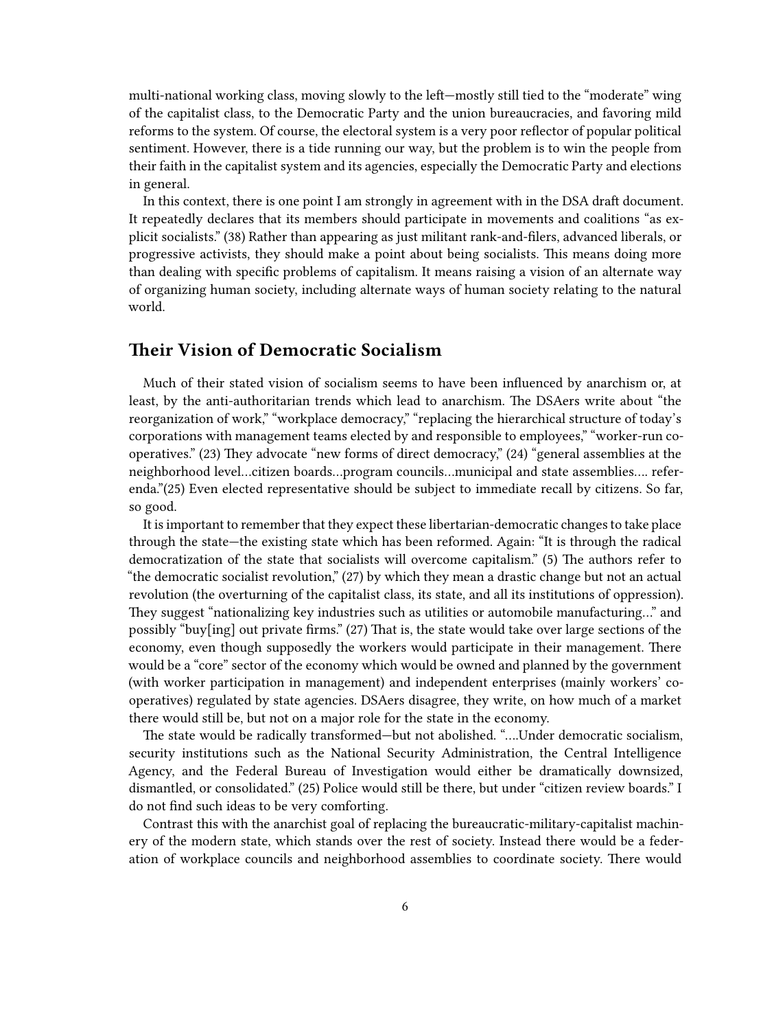multi-national working class, moving slowly to the left—mostly still tied to the "moderate" wing of the capitalist class, to the Democratic Party and the union bureaucracies, and favoring mild reforms to the system. Of course, the electoral system is a very poor reflector of popular political sentiment. However, there is a tide running our way, but the problem is to win the people from their faith in the capitalist system and its agencies, especially the Democratic Party and elections in general.

In this context, there is one point I am strongly in agreement with in the DSA draft document. It repeatedly declares that its members should participate in movements and coalitions "as explicit socialists." (38) Rather than appearing as just militant rank-and-filers, advanced liberals, or progressive activists, they should make a point about being socialists. This means doing more than dealing with specific problems of capitalism. It means raising a vision of an alternate way of organizing human society, including alternate ways of human society relating to the natural world.

## Their Vision of Democratic Socialism

Much of their stated vision of socialism seems to have been influenced by anarchism or, at least, by the anti-authoritarian trends which lead to anarchism. The DSAers write about "the reorganization of work," "workplace democracy," "replacing the hierarchical structure of today's corporations with management teams elected by and responsible to employees," "worker-run co-operatives." (23) They advocate "new forms of direct democracy," (24) "general assemblies at the neighborhood level…citizen boards…program councils…municipal and state assemblies…. referenda."(25) Even elected representative should be subject to immediate recall by citizens. So far, so good.

It is important to remember that they expect these libertarian-democratic changes to take place through the state—the existing state which has been reformed. Again: "It is through the radical democratization of the state that socialists will overcome capitalism." (5) The authors refer to "the democratic socialist revolution," (27) by which they mean a drastic change but not an actual revolution (the overturning of the capitalist class, its state, and all its institutions of oppression). They suggest "nationalizing key industries such as utilities or automobile manufacturing…" and possibly "buy[ing] out private firms." (27) That is, the state would take over large sections of the economy, even though supposedly the workers would participate in their management. There would be a "core" sector of the economy which would be owned and planned by the government (with worker participation in management) and independent enterprises (mainly workers' co-operatives) regulated by state agencies. DSAers disagree, they write, on how much of a market there would still be, but not on a major role for the state in the economy.

The state would be radically transformed—but not abolished. "….Under democratic socialism, security institutions such as the National Security Administration, the Central Intelligence Agency, and the Federal Bureau of Investigation would either be dramatically downsized, dismantled, or consolidated." (25) Police would still be there, but under "citizen review boards." I do not find such ideas to be very comforting.

Contrast this with the anarchist goal of replacing the bureaucratic-military-capitalist machinery of the modern state, which stands over the rest of society. Instead there would be a federation of workplace councils and neighborhood assemblies to coordinate society. There would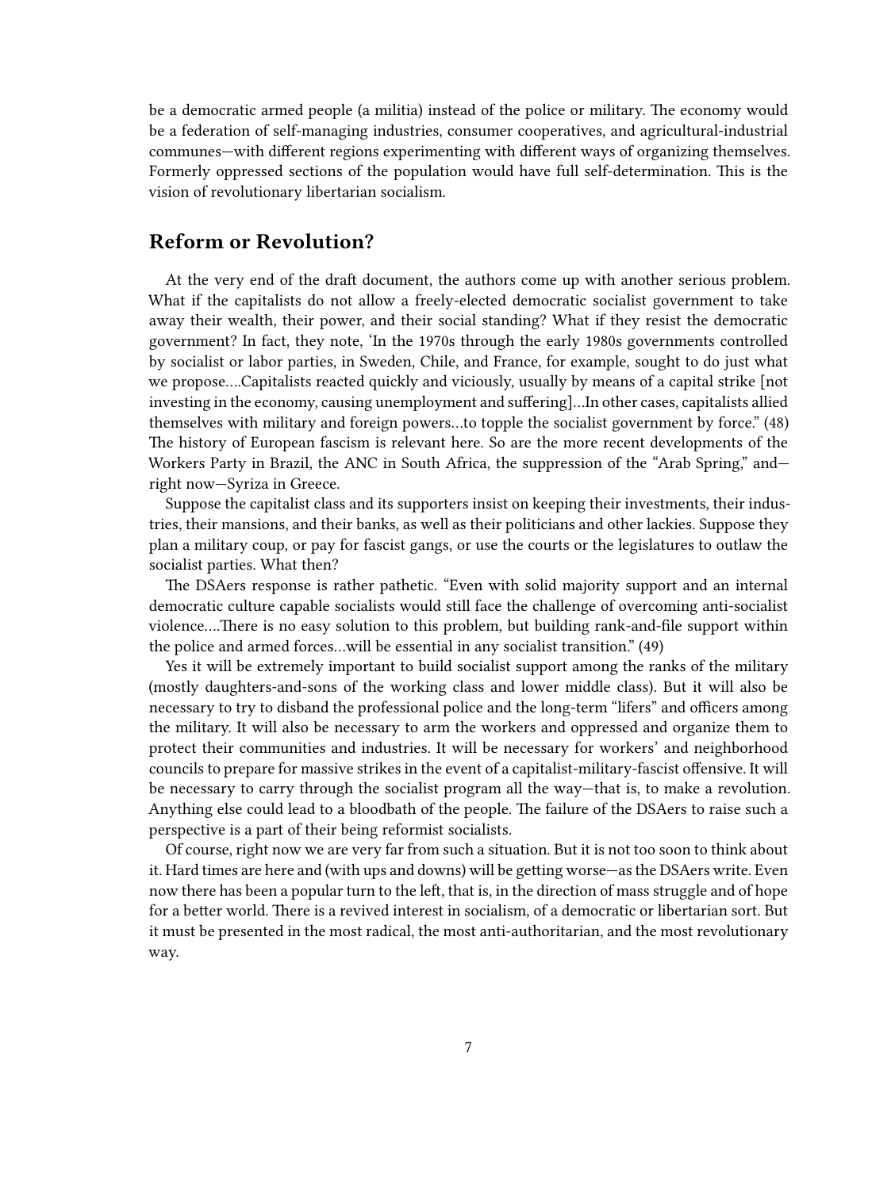be a democratic armed people (a militia) instead of the police or military. The economy would be a federation of self-managing industries, consumer cooperatives, and agricultural-industrial communes—with different regions experimenting with different ways of organizing themselves. Formerly oppressed sections of the population would have full self-determination. This is the vision of revolutionary libertarian socialism.

## Reform or Revolution?

At the very end of the draft document, the authors come up with another serious problem. What if the capitalists do not allow a freely-elected democratic socialist government to take away their wealth, their power, and their social standing? What if they resist the democratic government? In fact, they note, 'In the 1970s through the early 1980s governments controlled by socialist or labor parties, in Sweden, Chile, and France, for example, sought to do just what we propose….Capitalists reacted quickly and viciously, usually by means of a capital strike [not investing in the economy, causing unemployment and suffering]…In other cases, capitalists allied themselves with military and foreign powers…to topple the socialist government by force." (48) The history of European fascism is relevant here. So are the more recent developments of the Workers Party in Brazil, the ANC in South Africa, the suppression of the "Arab Spring," and—right now—Syriza in Greece.

Suppose the capitalist class and its supporters insist on keeping their investments, their industries, their mansions, and their banks, as well as their politicians and other lackies. Suppose they plan a military coup, or pay for fascist gangs, or use the courts or the legislatures to outlaw the socialist parties. What then?

The DSAers response is rather pathetic. "Even with solid majority support and an internal democratic culture capable socialists would still face the challenge of overcoming anti-socialist violence….There is no easy solution to this problem, but building rank-and-file support within the police and armed forces…will be essential in any socialist transition." (49)

Yes it will be extremely important to build socialist support among the ranks of the military (mostly daughters-and-sons of the working class and lower middle class). But it will also be necessary to try to disband the professional police and the long-term "lifers" and officers among the military. It will also be necessary to arm the workers and oppressed and organize them to protect their communities and industries. It will be necessary for workers' and neighborhood councils to prepare for massive strikes in the event of a capitalist-military-fascist offensive. It will be necessary to carry through the socialist program all the way—that is, to make a revolution. Anything else could lead to a bloodbath of the people. The failure of the DSAers to raise such a perspective is a part of their being reformist socialists.

Of course, right now we are very far from such a situation. But it is not too soon to think about it. Hard times are here and (with ups and downs) will be getting worse—as the DSAers write. Even now there has been a popular turn to the left, that is, in the direction of mass struggle and of hope for a better world. There is a revived interest in socialism, of a democratic or libertarian sort. But it must be presented in the most radical, the most anti-authoritarian, and the most revolutionary way.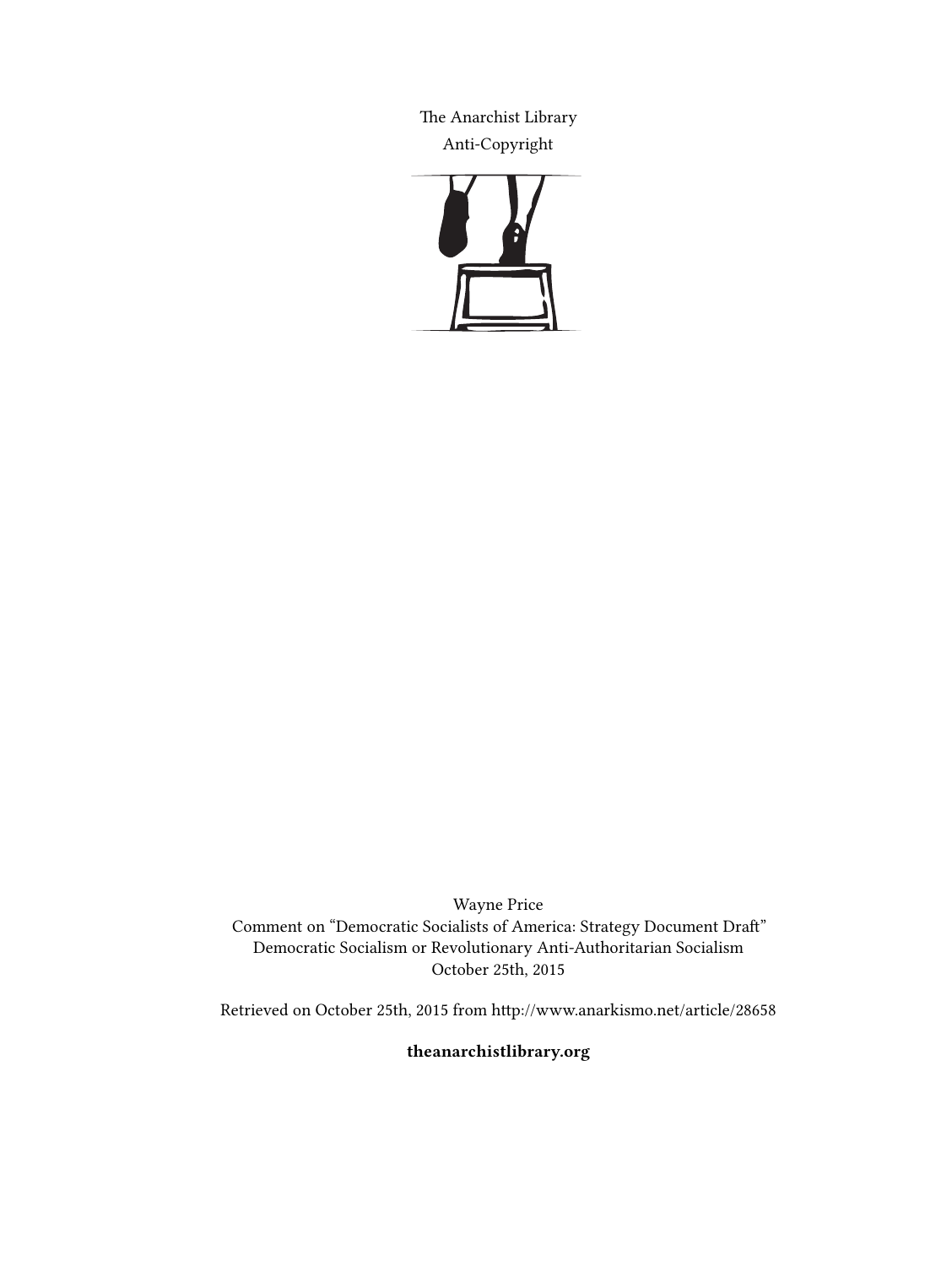The Anarchist Library
Anti-Copyright

Wayne Price
Comment on "Democratic Socialists of America: Strategy Document Draft"
Democratic Socialism or Revolutionary Anti-Authoritarian Socialism
October 25th, 2015

Retrieved on October 25th, 2015 from http://www.anarkismo.net/article/28658

**theanarchistlibrary.org**